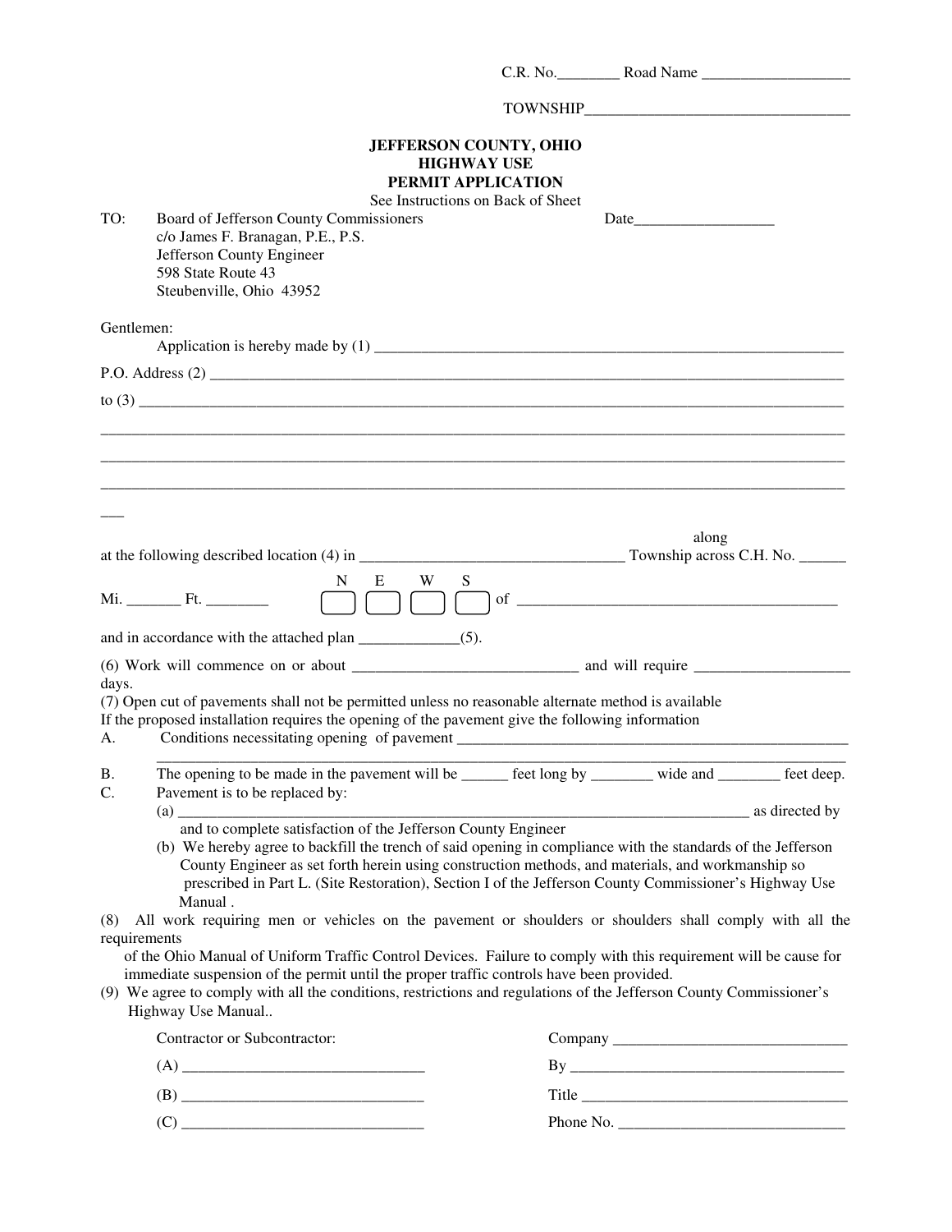C.R. No.________ Road Name ___________________

TOWNSHIP__________________________________

**JEFFERSON COUNTY, OHIO**
**HIGHWAY USE**
**PERMIT APPLICATION**

See Instructions on Back of Sheet

TO: Board of Jefferson County Commissioners
c/o James F. Branagan, P.E., P.S.
Jefferson County Engineer
598 State Route 43
Steubenville, Ohio 43952

Date__________________

Gentlemen:

Application is hereby made by (1) _______________________________________________________________

P.O. Address (2) ________________________________________________________________________________

to (3) _____________________________________________________________________________________

_____________________________________________________________________________________________

_____________________________________________________________________________________________

_____________________________________________________________________________________________

___

at the following described location (4) in _________________________________ Township across along C.H. No. ______

Mi. _______ Ft. ________ N ☐ E ☐ W ☐ S ☐ of _________________________________________

and in accordance with the attached plan _____________(5).

(6) Work will commence on or about _____________________________ and will require ___________________ days.

(7) Open cut of pavements shall not be permitted unless no reasonable alternate method is available
If the proposed installation requires the opening of the pavement give the following information

A. Conditions necessitating opening of pavement ___________________________________________________
_____________________________________________________________________________________________

B. The opening to be made in the pavement will be ______ feet long by ________ wide and ________ feet deep.

C. Pavement is to be replaced by:

(a) ___________________________________________________________________________ as directed by and to complete satisfaction of the Jefferson County Engineer

(b) We hereby agree to backfill the trench of said opening in compliance with the standards of the Jefferson County Engineer as set forth herein using construction methods, and materials, and workmanship so prescribed in Part L. (Site Restoration), Section I of the Jefferson County Commissioner's Highway Use Manual .

(8) All work requiring men or vehicles on the pavement or shoulders or shoulders shall comply with all the requirements of the Ohio Manual of Uniform Traffic Control Devices. Failure to comply with this requirement will be cause for immediate suspension of the permit until the proper traffic controls have been provided.

(9) We agree to comply with all the conditions, restrictions and regulations of the Jefferson County Commissioner's Highway Use Manual..

Contractor or Subcontractor:

(A) _______________________________

(B) _______________________________

(C) _______________________________

Company ______________________________

By ___________________________________

Title __________________________________

Phone No. _____________________________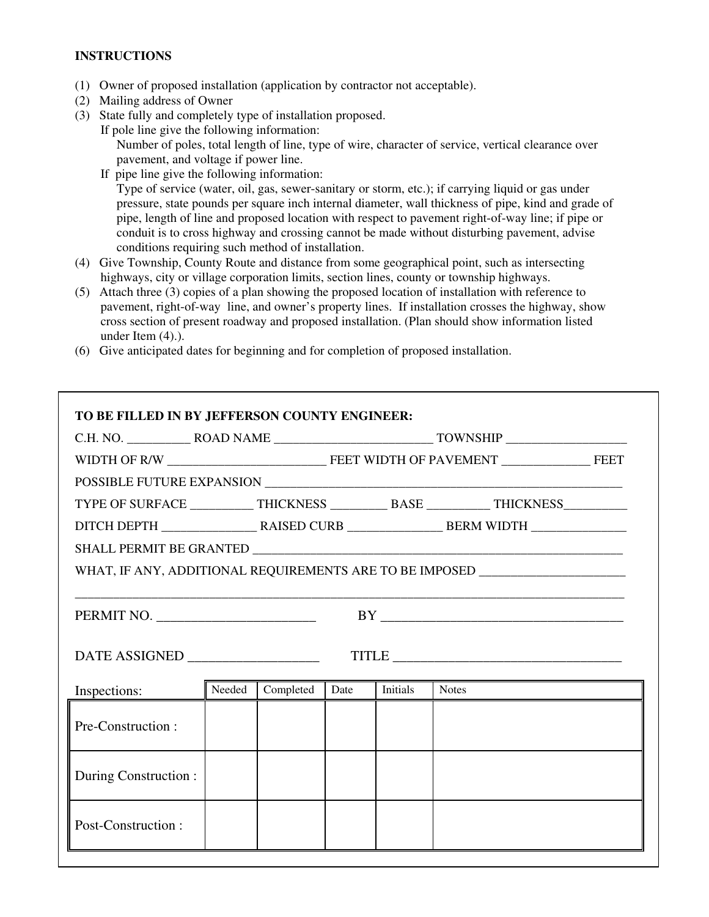**INSTRUCTIONS**

(1) Owner of proposed installation (application by contractor not acceptable).
(2) Mailing address of Owner
(3) State fully and completely type of installation proposed.
  If pole line give the following information:
    Number of poles, total length of line, type of wire, character of service, vertical clearance over pavement, and voltage if power line.
  If pipe line give the following information:
    Type of service (water, oil, gas, sewer-sanitary or storm, etc.); if carrying liquid or gas under pressure, state pounds per square inch internal diameter, wall thickness of pipe, kind and grade of pipe, length of line and proposed location with respect to pavement right-of-way line; if pipe or conduit is to cross highway and crossing cannot be made without disturbing pavement, advise conditions requiring such method of installation.
(4) Give Township, County Route and distance from some geographical point, such as intersecting highways, city or village corporation limits, section lines, county or township highways.
(5) Attach three (3) copies of a plan showing the proposed location of installation with reference to pavement, right-of-way line, and owner's property lines. If installation crosses the highway, show cross section of present roadway and proposed installation. (Plan should show information listed under Item (4).).
(6) Give anticipated dates for beginning and for completion of proposed installation.

**TO BE FILLED IN BY JEFFERSON COUNTY ENGINEER:**

C.H. NO. __________ ROAD NAME _________________________ TOWNSHIP ___________________

WIDTH OF R/W _________________________ FEET WIDTH OF PAVEMENT ______________ FEET

POSSIBLE FUTURE EXPANSION ___________________________________________________________

TYPE OF SURFACE __________ THICKNESS _________ BASE __________ THICKNESS__________

DITCH DEPTH _______________ RAISED CURB _______________ BERM WIDTH _______________

SHALL PERMIT BE GRANTED _____________________________________________________________

WHAT, IF ANY, ADDITIONAL REQUIREMENTS ARE TO BE IMPOSED _______________________

_____________________________________________________________________________________

PERMIT NO. ________________________ BY ____________________________________

DATE ASSIGNED ___________________ TITLE __________________________________

| Inspections: | Needed | Completed | Date | Initials | Notes |
|---|---|---|---|---|---|
| Pre-Construction : | | | | | |
| During Construction : | | | | | |
| Post-Construction : | | | | | |